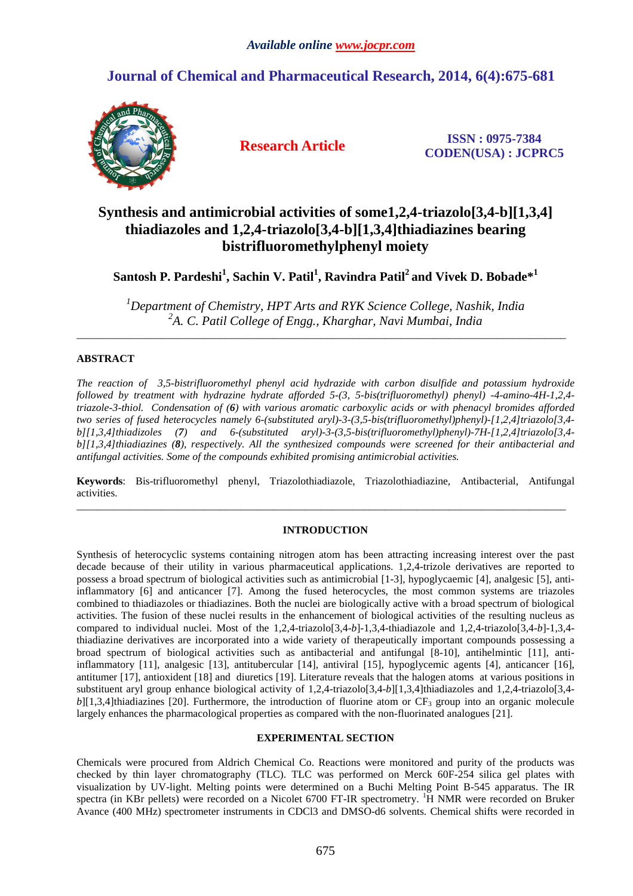*Available online www.jocpr.com*

## Journal of Chemical and Pharmaceutical Research, 2014, 6(4):675-681

**Research Article**

**ISSN : 0975-7384**
**CODEN(USA) : JCPRC5**

# Synthesis and antimicrobial activities of some1,2,4-triazolo[3,4-b][1,3,4] thiadiazoles and 1,2,4-triazolo[3,4-b][1,3,4]thiadiazines bearing bistrifluoromethylphenyl moiety

**Santosh P. Pardeshi[1], Sachin V. Patil[1], Ravindra Patil[2] and Vivek D. Bobade*[1]**

*[1]Department of Chemistry, HPT Arts and RYK Science College, Nashik, India*
*[2]A. C. Patil College of Engg., Kharghar, Navi Mumbai, India*

---

## ABSTRACT

*The reaction of 3,5-bistrifluoromethyl phenyl acid hydrazide with carbon disulfide and potassium hydroxide followed by treatment with hydrazine hydrate afforded 5-(3, 5-bis(trifluoromethyl) phenyl) -4-amino-4H-1,2,4-triazole-3-thiol. Condensation of (**6**) with various aromatic carboxylic acids or with phenacyl bromides afforded two series of fused heterocycles namely 6-(substituted aryl)-3-(3,5-bis(trifluoromethyl)phenyl)-[1,2,4]triazolo[3,4-b][1,3,4]thiadizoles (**7**) and 6-(substituted aryl)-3-(3,5-bis(trifluoromethyl)phenyl)-7H-[1,2,4]triazolo[3,4-b][1,3,4]thiadiazines (**8**), respectively. All the synthesized compounds were screened for their antibacterial and antifungal activities. Some of the compounds exhibited promising antimicrobial activities.*

**Keywords**: Bis-trifluoromethyl phenyl, Triazolothiadiazole, Triazolothiadiazine, Antibacterial, Antifungal activities.

---

## INTRODUCTION

Synthesis of heterocyclic systems containing nitrogen atom has been attracting increasing interest over the past decade because of their utility in various pharmaceutical applications. 1,2,4-trizole derivatives are reported to possess a broad spectrum of biological activities such as antimicrobial [1-3], hypoglycaemic [4], analgesic [5], anti-inflammatory [6] and anticancer [7]. Among the fused heterocycles, the most common systems are triazoles combined to thiadiazoles or thiadiazines. Both the nuclei are biologically active with a broad spectrum of biological activities. The fusion of these nuclei results in the enhancement of biological activities of the resulting nucleus as compared to individual nuclei. Most of the 1,2,4-triazolo[3,4-*b*]-1,3,4-thiadiazole and 1,2,4-triazolo[3,4-*b*]-1,3,4-thiadiazine derivatives are incorporated into a wide variety of therapeutically important compounds possessing a broad spectrum of biological activities such as antibacterial and antifungal [8-10], antihelmintic [11], anti-inflammatory [11], analgesic [13], antitubercular [14], antiviral [15], hypoglycemic agents [4], anticancer [16], antitumer [17], antioxident [18] and diuretics [19]. Literature reveals that the halogen atoms at various positions in substituent aryl group enhance biological activity of 1,2,4-triazolo[3,4-*b*][1,3,4]thiadiazoles and 1,2,4-triazolo[3,4-*b*][1,3,4]thiadiazines [20]. Furthermore, the introduction of fluorine atom or $CF_3$ group into an organic molecule largely enhances the pharmacological properties as compared with the non-fluorinated analogues [21].

## EXPERIMENTAL SECTION

Chemicals were procured from Aldrich Chemical Co. Reactions were monitored and purity of the products was checked by thin layer chromatography (TLC). TLC was performed on Merck 60F-254 silica gel plates with visualization by UV-light. Melting points were determined on a Buchi Melting Point B-545 apparatus. The IR spectra (in KBr pellets) were recorded on a Nicolet 6700 FT-IR spectrometry. $^1$H NMR were recorded on Bruker Avance (400 MHz) spectrometer instruments in CDCl3 and DMSO-d6 solvents. Chemical shifts were recorded in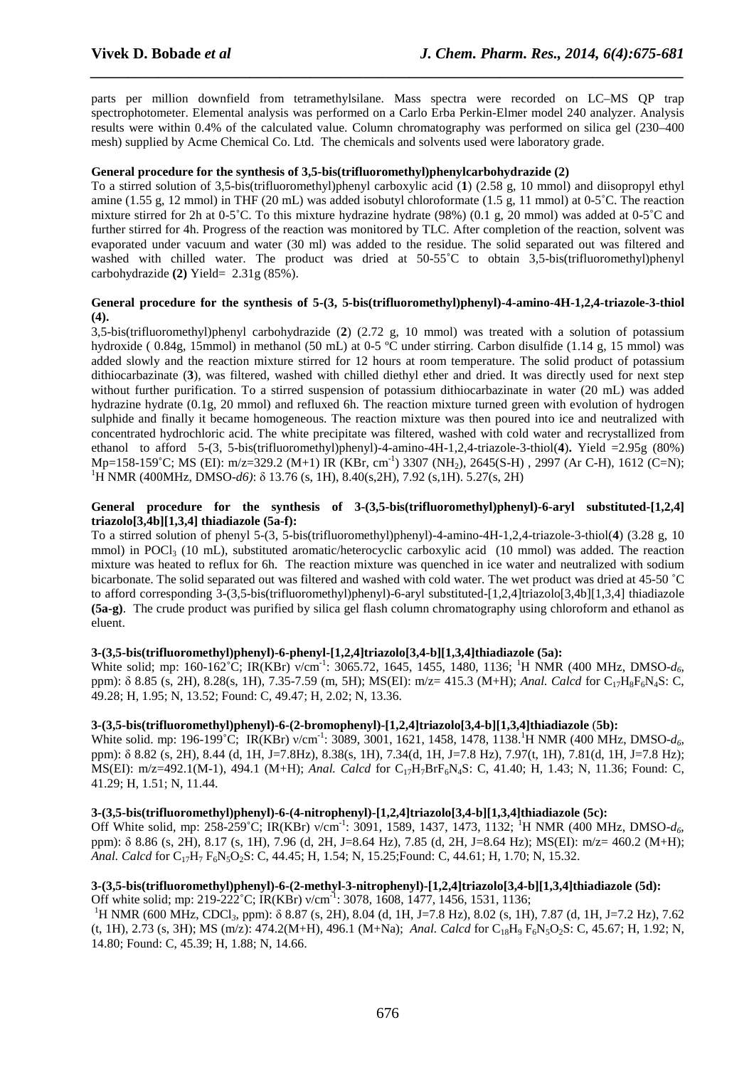parts per million downfield from tetramethylsilane. Mass spectra were recorded on LC–MS QP trap spectrophotometer. Elemental analysis was performed on a Carlo Erba Perkin-Elmer model 240 analyzer. Analysis results were within 0.4% of the calculated value. Column chromatography was performed on silica gel (230–400 mesh) supplied by Acme Chemical Co. Ltd. The chemicals and solvents used were laboratory grade.

**General procedure for the synthesis of 3,5-bis(trifluoromethyl)phenylcarbohydrazide (2)**

To a stirred solution of 3,5-bis(trifluoromethyl)phenyl carboxylic acid (**1**) (2.58 g, 10 mmol) and diisopropyl ethyl amine (1.55 g, 12 mmol) in THF (20 mL) was added isobutyl chloroformate (1.5 g, 11 mmol) at 0-5˚C. The reaction mixture stirred for 2h at 0-5˚C. To this mixture hydrazine hydrate (98%) (0.1 g, 20 mmol) was added at 0-5˚C and further stirred for 4h. Progress of the reaction was monitored by TLC. After completion of the reaction, solvent was evaporated under vacuum and water (30 ml) was added to the residue. The solid separated out was filtered and washed with chilled water. The product was dried at 50-55˚C to obtain 3,5-bis(trifluoromethyl)phenyl carbohydrazide **(2)** Yield= 2.31g (85%).

**General procedure for the synthesis of 5-(3, 5-bis(trifluoromethyl)phenyl)-4-amino-4H-1,2,4-triazole-3-thiol (4).**

3,5-bis(trifluoromethyl)phenyl carbohydrazide (**2**) (2.72 g, 10 mmol) was treated with a solution of potassium hydroxide ( 0.84g, 15mmol) in methanol (50 mL) at 0-5 ºC under stirring. Carbon disulfide (1.14 g, 15 mmol) was added slowly and the reaction mixture stirred for 12 hours at room temperature. The solid product of potassium dithiocarbazinate (**3**), was filtered, washed with chilled diethyl ether and dried. It was directly used for next step without further purification. To a stirred suspension of potassium dithiocarbazinate in water (20 mL) was added hydrazine hydrate (0.1g, 20 mmol) and refluxed 6h. The reaction mixture turned green with evolution of hydrogen sulphide and finally it became homogeneous. The reaction mixture was then poured into ice and neutralized with concentrated hydrochloric acid. The white precipitate was filtered, washed with cold water and recrystallized from ethanol to afford 5-(3, 5-bis(trifluoromethyl)phenyl)-4-amino-4H-1,2,4-triazole-3-thiol(**4**)**.** Yield =2.95g (80%) Mp=158-159˚C; MS (EI): m/z=329.2 (M+1) IR (KBr, $cm^{-1}$) 3307 ($NH_2$), 2645(S-H) , 2997 (Ar C-H), 1612 (C=N); $^1$H NMR (400MHz, DMSO-*d6)*: δ 13.76 (s, 1H), 8.40(s,2H), 7.92 (s,1H). 5.27(s, 2H)

**General procedure for the synthesis of 3-(3,5-bis(trifluoromethyl)phenyl)-6-aryl substituted-[1,2,4] triazolo[3,4b][1,3,4] thiadiazole (5a-f):**

To a stirred solution of phenyl 5-(3, 5-bis(trifluoromethyl)phenyl)-4-amino-4H-1,2,4-triazole-3-thiol(**4**) (3.28 g, 10 mmol) in $POCl_3$ (10 mL), substituted aromatic/heterocyclic carboxylic acid (10 mmol) was added. The reaction mixture was heated to reflux for 6h. The reaction mixture was quenched in ice water and neutralized with sodium bicarbonate. The solid separated out was filtered and washed with cold water. The wet product was dried at 45-50 ˚C to afford corresponding 3-(3,5-bis(trifluoromethyl)phenyl)-6-aryl substituted-[1,2,4]triazolo[3,4b][1,3,4] thiadiazole **(5a-g)**. The crude product was purified by silica gel flash column chromatography using chloroform and ethanol as eluent.

**3-(3,5-bis(trifluoromethyl)phenyl)-6-phenyl-[1,2,4]triazolo[3,4-b][1,3,4]thiadiazole (5a):**

White solid; mp: 160-162˚C; IR(KBr) ν/$cm^{-1}$: 3065.72, 1645, 1455, 1480, 1136; $^1$H NMR (400 MHz, DMSO-$d_6$, ppm): δ 8.85 (s, 2H), 8.28(s, 1H), 7.35-7.59 (m, 5H); MS(EI): m/z= 415.3 (M+H); *Anal. Calcd* for $C_{17}H_8F_6N_4S$: C, 49.28; H, 1.95; N, 13.52; Found: C, 49.47; H, 2.02; N, 13.36.

**3-(3,5-bis(trifluoromethyl)phenyl)-6-(2-bromophenyl)-[1,2,4]triazolo[3,4-b][1,3,4]thiadiazole** (**5b):**

White solid. mp: 196-199˚C; IR(KBr) ν/$cm^{-1}$: 3089, 3001, 1621, 1458, 1478, 1138.$^1$H NMR (400 MHz, DMSO-$d_6$, ppm): δ 8.82 (s, 2H), 8.44 (d, 1H, J=7.8Hz), 8.38(s, 1H), 7.34(d, 1H, J=7.8 Hz), 7.97(t, 1H), 7.81(d, 1H, J=7.8 Hz); MS(EI): m/z=492.1(M-1), 494.1 (M+H); *Anal. Calcd* for $C_{17}H_7BrF_6N_4S$: C, 41.40; H, 1.43; N, 11.36; Found: C, 41.29; H, 1.51; N, 11.44.

**3-(3,5-bis(trifluoromethyl)phenyl)-6-(4-nitrophenyl)-[1,2,4]triazolo[3,4-b][1,3,4]thiadiazole (5c):**

Off White solid, mp: 258-259˚C; IR(KBr) ν/$cm^{-1}$: 3091, 1589, 1437, 1473, 1132; $^1$H NMR (400 MHz, DMSO-$d_6$, ppm): δ 8.86 (s, 2H), 8.17 (s, 1H), 7.96 (d, 2H, J=8.64 Hz), 7.85 (d, 2H, J=8.64 Hz); MS(EI): m/z= 460.2 (M+H); *Anal. Calcd* for $C_{17}H_7F_6N_5O_2S$: C, 44.45; H, 1.54; N, 15.25;Found: C, 44.61; H, 1.70; N, 15.32.

**3-(3,5-bis(trifluoromethyl)phenyl)-6-(2-methyl-3-nitrophenyl)-[1,2,4]triazolo[3,4-b][1,3,4]thiadiazole (5d):**

Off white solid; mp: 219-222˚C; IR(KBr) ν/$cm^{-1}$: 3078, 1608, 1477, 1456, 1531, 1136;

$^1$H NMR (600 MHz, $CDCl_3$, ppm): δ 8.87 (s, 2H), 8.04 (d, 1H, J=7.8 Hz), 8.02 (s, 1H), 7.87 (d, 1H, J=7.2 Hz), 7.62 (t, 1H), 2.73 (s, 3H); MS (m/z): 474.2(M+H), 496.1 (M+Na); *Anal. Calcd* for $C_{18}H_9F_6N_5O_2S$: C, 45.67; H, 1.92; N, 14.80; Found: C, 45.39; H, 1.88; N, 14.66.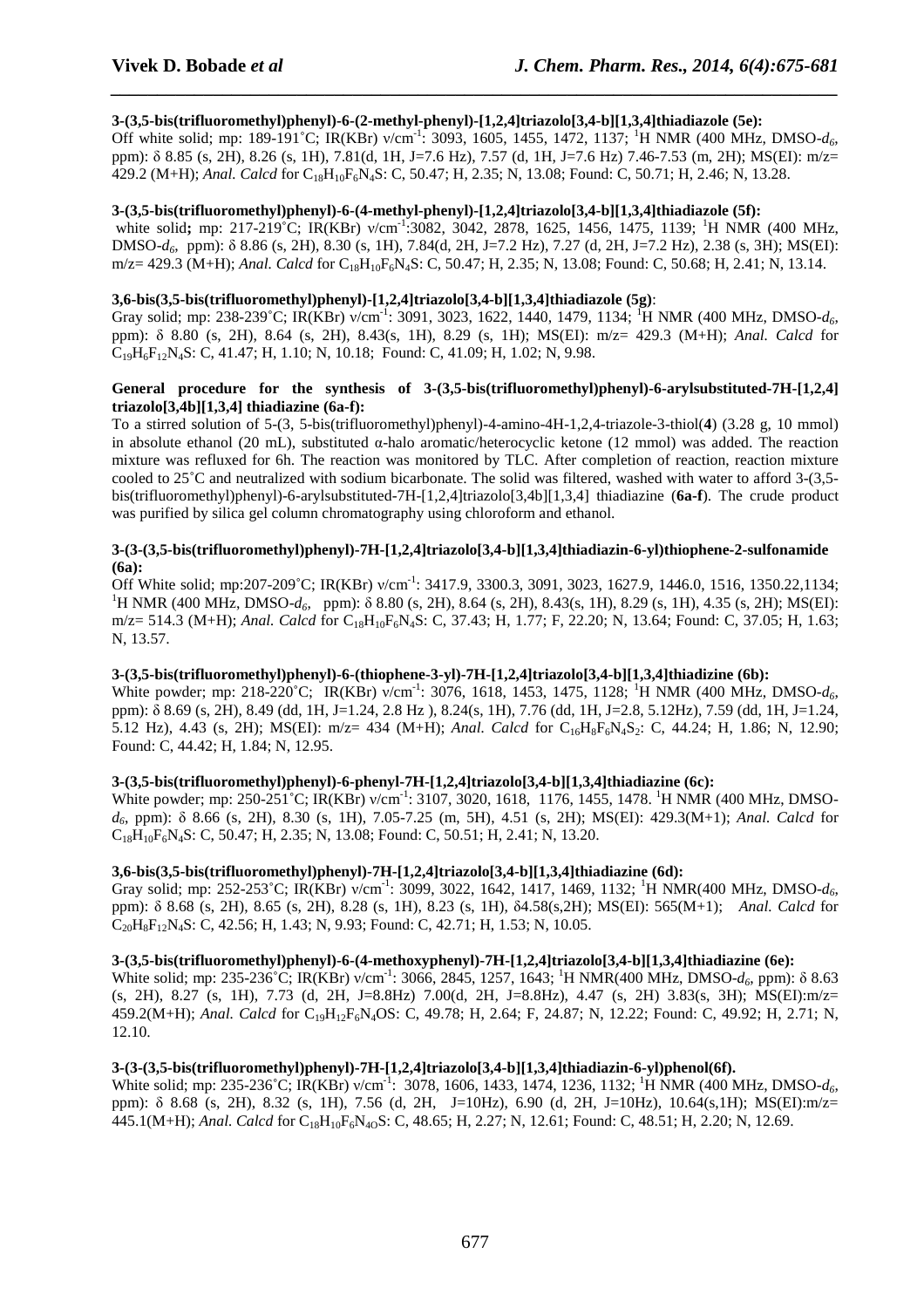**3-(3,5-bis(trifluoromethyl)phenyl)-6-(2-methyl-phenyl)-[1,2,4]triazolo[3,4-b][1,3,4]thiadiazole (5e):**
Off white solid; mp: 189-191˚C; IR(KBr) ν/cm$^{-1}$: 3093, 1605, 1455, 1472, 1137; $^{1}$H NMR (400 MHz, DMSO-$d_6$, ppm): δ 8.85 (s, 2H), 8.26 (s, 1H), 7.81(d, 1H, J=7.6 Hz), 7.57 (d, 1H, J=7.6 Hz) 7.46-7.53 (m, 2H); MS(EI): m/z= 429.2 (M+H); *Anal. Calcd* for $C_{18}H_{10}F_6N_4S$: C, 50.47; H, 2.35; N, 13.08; Found: C, 50.71; H, 2.46; N, 13.28.

**3-(3,5-bis(trifluoromethyl)phenyl)-6-(4-methyl-phenyl)-[1,2,4]triazolo[3,4-b][1,3,4]thiadiazole (5f):**
white solid**;** mp: 217-219˚C; IR(KBr) ν/cm$^{-1}$:3082, 3042, 2878, 1625, 1456, 1475, 1139; $^{1}$H NMR (400 MHz, DMSO-$d_6$, ppm): δ 8.86 (s, 2H), 8.30 (s, 1H), 7.84(d, 2H, J=7.2 Hz), 7.27 (d, 2H, J=7.2 Hz), 2.38 (s, 3H); MS(EI): m/z= 429.3 (M+H); *Anal. Calcd* for $C_{18}H_{10}F_6N_4S$: C, 50.47; H, 2.35; N, 13.08; Found: C, 50.68; H, 2.41; N, 13.14.

**3,6-bis(3,5-bis(trifluoromethyl)phenyl)-[1,2,4]triazolo[3,4-b][1,3,4]thiadiazole (5g)**:
Gray solid; mp: 238-239˚C; IR(KBr) ν/cm$^{-1}$: 3091, 3023, 1622, 1440, 1479, 1134; $^{1}$H NMR (400 MHz, DMSO-$d_6$, ppm): δ 8.80 (s, 2H), 8.64 (s, 2H), 8.43(s, 1H), 8.29 (s, 1H); MS(EI): m/z= 429.3 (M+H); *Anal. Calcd* for $C_{19}H_6F_{12}N_4S$: C, 41.47; H, 1.10; N, 10.18; Found: C, 41.09; H, 1.02; N, 9.98.

**General procedure for the synthesis of 3-(3,5-bis(trifluoromethyl)phenyl)-6-arylsubstituted-7H-[1,2,4] triazolo[3,4b][1,3,4] thiadiazine (6a-f):**
To a stirred solution of 5-(3, 5-bis(trifluoromethyl)phenyl)-4-amino-4H-1,2,4-triazole-3-thiol(**4**) (3.28 g, 10 mmol) in absolute ethanol (20 mL), substituted α-halo aromatic/heterocyclic ketone (12 mmol) was added. The reaction mixture was refluxed for 6h. The reaction was monitored by TLC. After completion of reaction, reaction mixture cooled to 25˚C and neutralized with sodium bicarbonate. The solid was filtered, washed with water to afford 3-(3,5-bis(trifluoromethyl)phenyl)-6-arylsubstituted-7H-[1,2,4]triazolo[3,4b][1,3,4] thiadiazine (**6a-f**). The crude product was purified by silica gel column chromatography using chloroform and ethanol.

**3-(3-(3,5-bis(trifluoromethyl)phenyl)-7H-[1,2,4]triazolo[3,4-b][1,3,4]thiadiazin-6-yl)thiophene-2-sulfonamide (6a):**
Off White solid; mp:207-209˚C; IR(KBr) ν/cm$^{-1}$: 3417.9, 3300.3, 3091, 3023, 1627.9, 1446.0, 1516, 1350.22,1134; $^{1}$H NMR (400 MHz, DMSO-$d_6$, ppm): δ 8.80 (s, 2H), 8.64 (s, 2H), 8.43(s, 1H), 8.29 (s, 1H), 4.35 (s, 2H); MS(EI): m/z= 514.3 (M+H); *Anal. Calcd* for $C_{18}H_{10}F_6N_4S$: C, 37.43; H, 1.77; F, 22.20; N, 13.64; Found: C, 37.05; H, 1.63; N, 13.57.

**3-(3,5-bis(trifluoromethyl)phenyl)-6-(thiophene-3-yl)-7H-[1,2,4]triazolo[3,4-b][1,3,4]thiadizine (6b):**
White powder; mp: 218-220˚C; IR(KBr) ν/cm$^{-1}$: 3076, 1618, 1453, 1475, 1128; $^{1}$H NMR (400 MHz, DMSO-$d_6$, ppm): δ 8.69 (s, 2H), 8.49 (dd, 1H, J=1.24, 2.8 Hz ), 8.24(s, 1H), 7.76 (dd, 1H, J=2.8, 5.12Hz), 7.59 (dd, 1H, J=1.24, 5.12 Hz), 4.43 (s, 2H); MS(EI): m/z= 434 (M+H); *Anal. Calcd* for $C_{16}H_8F_6N_4S_2$: C, 44.24; H, 1.86; N, 12.90; Found: C, 44.42; H, 1.84; N, 12.95.

**3-(3,5-bis(trifluoromethyl)phenyl)-6-phenyl-7H-[1,2,4]triazolo[3,4-b][1,3,4]thiadiazine (6c):**
White powder; mp: 250-251˚C; IR(KBr) ν/cm$^{-1}$: 3107, 3020, 1618, 1176, 1455, 1478. $^{1}$H NMR (400 MHz, DMSO-$d_6$, ppm): δ 8.66 (s, 2H), 8.30 (s, 1H), 7.05-7.25 (m, 5H), 4.51 (s, 2H); MS(EI): 429.3(M+1); *Anal. Calcd* for $C_{18}H_{10}F_6N_4S$: C, 50.47; H, 2.35; N, 13.08; Found: C, 50.51; H, 2.41; N, 13.20.

**3,6-bis(3,5-bis(trifluoromethyl)phenyl)-7H-[1,2,4]triazolo[3,4-b][1,3,4]thiadiazine (6d):**
Gray solid; mp: 252-253˚C; IR(KBr) ν/cm$^{-1}$: 3099, 3022, 1642, 1417, 1469, 1132; $^{1}$H NMR(400 MHz, DMSO-$d_6$, ppm): δ 8.68 (s, 2H), 8.65 (s, 2H), 8.28 (s, 1H), 8.23 (s, 1H), δ4.58(s,2H); MS(EI): 565(M+1); *Anal. Calcd* for $C_{20}H_8F_{12}N_4S$: C, 42.56; H, 1.43; N, 9.93; Found: C, 42.71; H, 1.53; N, 10.05.

**3-(3,5-bis(trifluoromethyl)phenyl)-6-(4-methoxyphenyl)-7H-[1,2,4]triazolo[3,4-b][1,3,4]thiadiazine (6e):**
White solid; mp: 235-236˚C; IR(KBr) ν/cm$^{-1}$: 3066, 2845, 1257, 1643; $^{1}$H NMR(400 MHz, DMSO-$d_6$, ppm): δ 8.63 (s, 2H), 8.27 (s, 1H), 7.73 (d, 2H, J=8.8Hz) 7.00(d, 2H, J=8.8Hz), 4.47 (s, 2H) 3.83(s, 3H); MS(EI):m/z= 459.2(M+H); *Anal. Calcd* for $C_{19}H_{12}F_6N_4OS$: C, 49.78; H, 2.64; F, 24.87; N, 12.22; Found: C, 49.92; H, 2.71; N, 12.10.

**3-(3-(3,5-bis(trifluoromethyl)phenyl)-7H-[1,2,4]triazolo[3,4-b][1,3,4]thiadiazin-6-yl)phenol(6f).**
White solid; mp: 235-236˚C; IR(KBr) ν/cm$^{-1}$: 3078, 1606, 1433, 1474, 1236, 1132; $^{1}$H NMR (400 MHz, DMSO-$d_6$, ppm): δ 8.68 (s, 2H), 8.32 (s, 1H), 7.56 (d, 2H, J=10Hz), 6.90 (d, 2H, J=10Hz), 10.64(s,1H); MS(EI):m/z= 445.1(M+H); *Anal. Calcd* for $C_{18}H_{10}F_6N_4OS$: C, 48.65; H, 2.27; N, 12.61; Found: C, 48.51; H, 2.20; N, 12.69.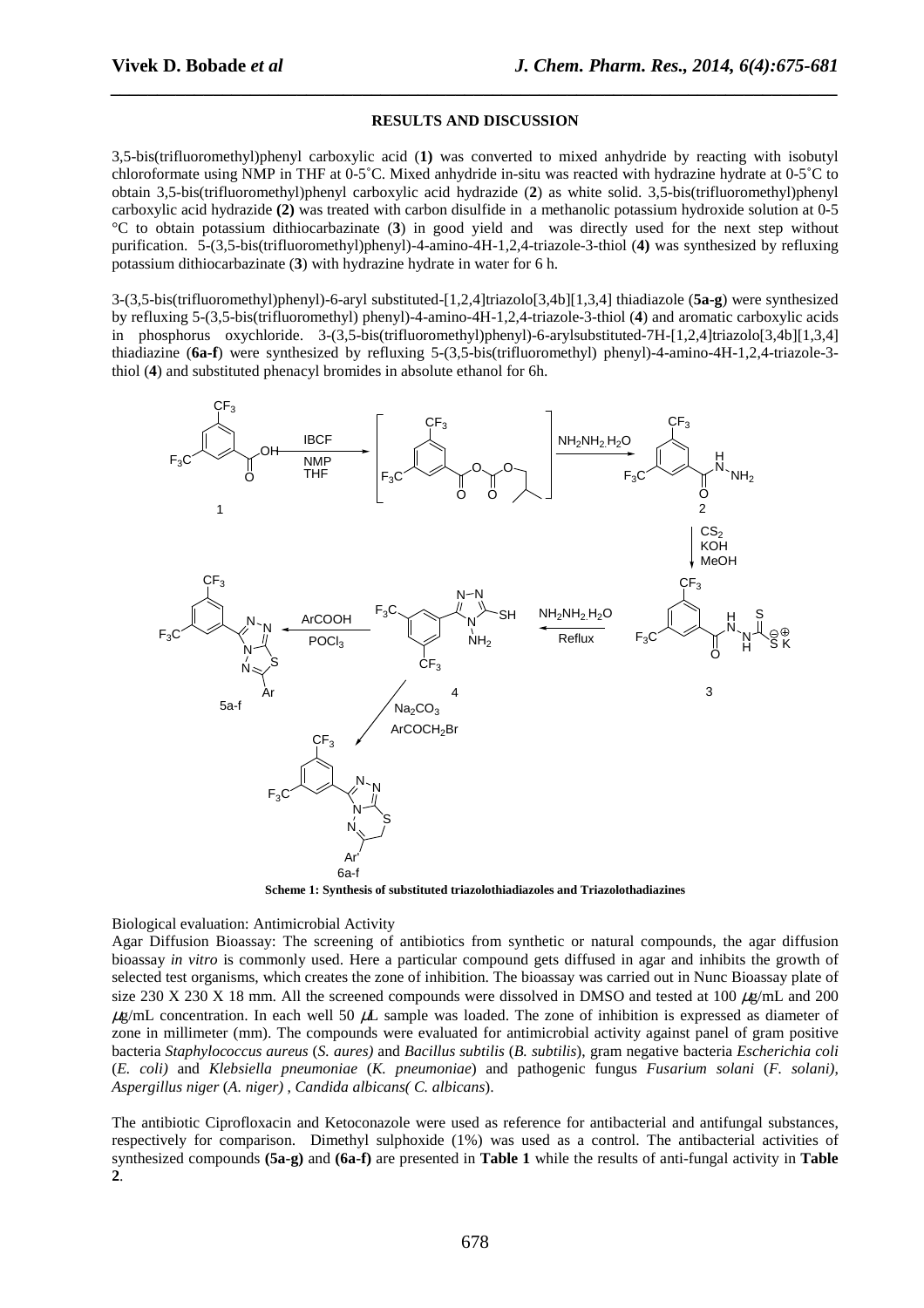## RESULTS AND DISCUSSION

3,5-bis(trifluoromethyl)phenyl carboxylic acid (**1)** was converted to mixed anhydride by reacting with isobutyl chloroformate using NMP in THF at 0-5˚C. Mixed anhydride in-situ was reacted with hydrazine hydrate at 0-5˚C to obtain 3,5-bis(trifluoromethyl)phenyl carboxylic acid hydrazide (**2**) as white solid. 3,5-bis(trifluoromethyl)phenyl carboxylic acid hydrazide **(2)** was treated with carbon disulfide in a methanolic potassium hydroxide solution at 0-5 °C to obtain potassium dithiocarbazinate (**3**) in good yield and was directly used for the next step without purification. 5-(3,5-bis(trifluoromethyl)phenyl)-4-amino-4H-1,2,4-triazole-3-thiol (**4)** was synthesized by refluxing potassium dithiocarbazinate (**3**) with hydrazine hydrate in water for 6 h.

3-(3,5-bis(trifluoromethyl)phenyl)-6-aryl substituted-[1,2,4]triazolo[3,4b][1,3,4] thiadiazole (**5a-g**) were synthesized by refluxing 5-(3,5-bis(trifluoromethyl) phenyl)-4-amino-4H-1,2,4-triazole-3-thiol (**4**) and aromatic carboxylic acids in phosphorus oxychloride. 3-(3,5-bis(trifluoromethyl)phenyl)-6-arylsubstituted-7H-[1,2,4]triazolo[3,4b][1,3,4] thiadiazine (**6a-f**) were synthesized by refluxing 5-(3,5-bis(trifluoromethyl) phenyl)-4-amino-4H-1,2,4-triazole-3-thiol (**4**) and substituted phenacyl bromides in absolute ethanol for 6h.

**Scheme 1: Synthesis of substituted triazolothiadiazoles and Triazolothadiazines**

Biological evaluation: Antimicrobial Activity

Agar Diffusion Bioassay: The screening of antibiotics from synthetic or natural compounds, the agar diffusion bioassay *in vitro* is commonly used. Here a particular compound gets diffused in agar and inhibits the growth of selected test organisms, which creates the zone of inhibition. The bioassay was carried out in Nunc Bioassay plate of size 230 X 230 X 18 mm. All the screened compounds were dissolved in DMSO and tested at 100 $\mu$g/mL and 200 $\mu$g/mL concentration. In each well 50 $\mu$L sample was loaded. The zone of inhibition is expressed as diameter of zone in millimeter (mm). The compounds were evaluated for antimicrobial activity against panel of gram positive bacteria *Staphylococcus aureus* (*S. aures)* and *Bacillus subtilis* (*B. subtilis*), gram negative bacteria *Escherichia coli* (*E. coli)* and *Klebsiella pneumoniae* (*K. pneumoniae*) and pathogenic fungus *Fusarium solani* (*F. solani)*, *Aspergillus niger* (*A. niger)* , *Candida albicans( C. albicans*).

The antibiotic Ciprofloxacin and Ketoconazole were used as reference for antibacterial and antifungal substances, respectively for comparison. Dimethyl sulphoxide (1%) was used as a control. The antibacterial activities of synthesized compounds **(5a-g)** and **(6a-f)** are presented in **Table 1** while the results of anti-fungal activity in **Table 2**.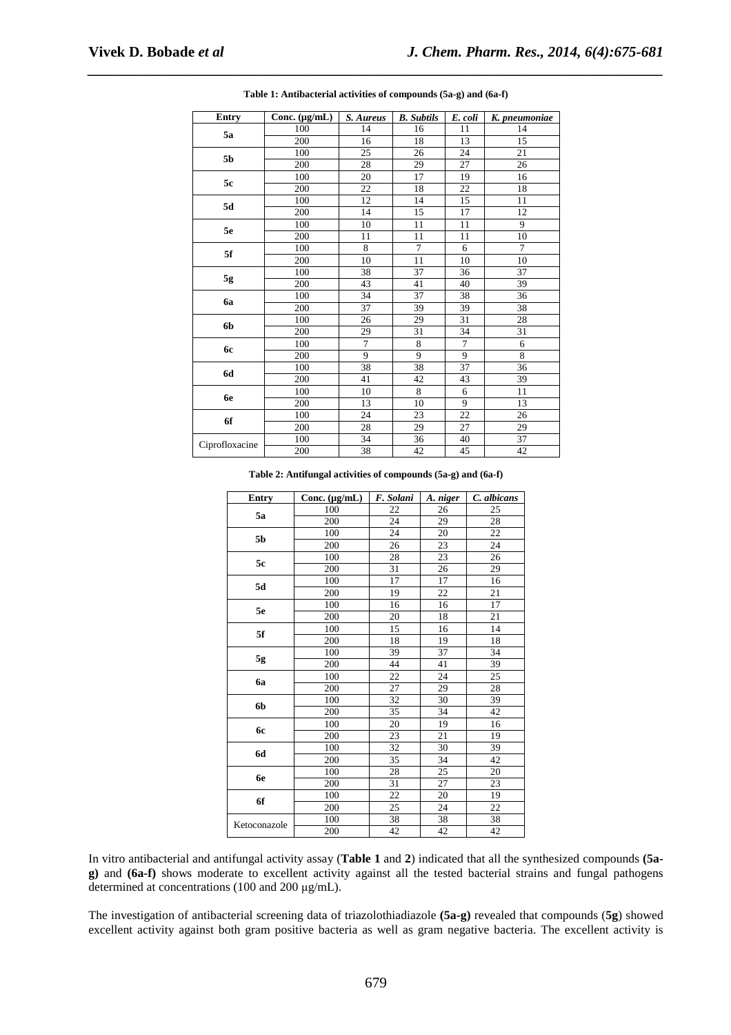**Table 1: Antibacterial activities of compounds (5a-g) and (6a-f)**

| Entry | Conc. (µg/mL) | *S. Aureus* | *B. Subtils* | *E. coli* | *K. pneumoniae* |
|---|---|---|---|---|---|
| 5a | 100 | 14 | 16 | 11 | 14 |
| | 200 | 16 | 18 | 13 | 15 |
| 5b | 100 | 25 | 26 | 24 | 21 |
| | 200 | 28 | 29 | 27 | 26 |
| 5c | 100 | 20 | 17 | 19 | 16 |
| | 200 | 22 | 18 | 22 | 18 |
| 5d | 100 | 12 | 14 | 15 | 11 |
| | 200 | 14 | 15 | 17 | 12 |
| 5e | 100 | 10 | 11 | 11 | 9 |
| | 200 | 11 | 11 | 11 | 10 |
| 5f | 100 | 8 | 7 | 6 | 7 |
| | 200 | 10 | 11 | 10 | 10 |
| 5g | 100 | 38 | 37 | 36 | 37 |
| | 200 | 43 | 41 | 40 | 39 |
| 6a | 100 | 34 | 37 | 38 | 36 |
| | 200 | 37 | 39 | 39 | 38 |
| 6b | 100 | 26 | 29 | 31 | 28 |
| | 200 | 29 | 31 | 34 | 31 |
| 6c | 100 | 7 | 8 | 7 | 6 |
| | 200 | 9 | 9 | 9 | 8 |
| 6d | 100 | 38 | 38 | 37 | 36 |
| | 200 | 41 | 42 | 43 | 39 |
| 6e | 100 | 10 | 8 | 6 | 11 |
| | 200 | 13 | 10 | 9 | 13 |
| 6f | 100 | 24 | 23 | 22 | 26 |
| | 200 | 28 | 29 | 27 | 29 |
| Ciprofloxacine | 100 | 34 | 36 | 40 | 37 |
| | 200 | 38 | 42 | 45 | 42 |

**Table 2: Antifungal activities of compounds (5a-g) and (6a-f)**

| Entry | Conc. (µg/mL) | *F. Solani* | *A. niger* | *C. albicans* |
|---|---|---|---|---|
| 5a | 100 | 22 | 26 | 25 |
| | 200 | 24 | 29 | 28 |
| 5b | 100 | 24 | 20 | 22 |
| | 200 | 26 | 23 | 24 |
| 5c | 100 | 28 | 23 | 26 |
| | 200 | 31 | 26 | 29 |
| 5d | 100 | 17 | 17 | 16 |
| | 200 | 19 | 22 | 21 |
| 5e | 100 | 16 | 16 | 17 |
| | 200 | 20 | 18 | 21 |
| 5f | 100 | 15 | 16 | 14 |
| | 200 | 18 | 19 | 18 |
| 5g | 100 | 39 | 37 | 34 |
| | 200 | 44 | 41 | 39 |
| 6a | 100 | 22 | 24 | 25 |
| | 200 | 27 | 29 | 28 |
| 6b | 100 | 32 | 30 | 39 |
| | 200 | 35 | 34 | 42 |
| 6c | 100 | 20 | 19 | 16 |
| | 200 | 23 | 21 | 19 |
| 6d | 100 | 32 | 30 | 39 |
| | 200 | 35 | 34 | 42 |
| 6e | 100 | 28 | 25 | 20 |
| | 200 | 31 | 27 | 23 |
| 6f | 100 | 22 | 20 | 19 |
| | 200 | 25 | 24 | 22 |
| Ketoconazole | 100 | 38 | 38 | 38 |
| | 200 | 42 | 42 | 42 |

In vitro antibacterial and antifungal activity assay (**Table 1** and **2**) indicated that all the synthesized compounds **(5a-g)** and **(6a-f)** shows moderate to excellent activity against all the tested bacterial strains and fungal pathogens determined at concentrations (100 and 200 µg/mL).

The investigation of antibacterial screening data of triazolothiadiazole **(5a-g)** revealed that compounds (**5g**) showed excellent activity against both gram positive bacteria as well as gram negative bacteria. The excellent activity is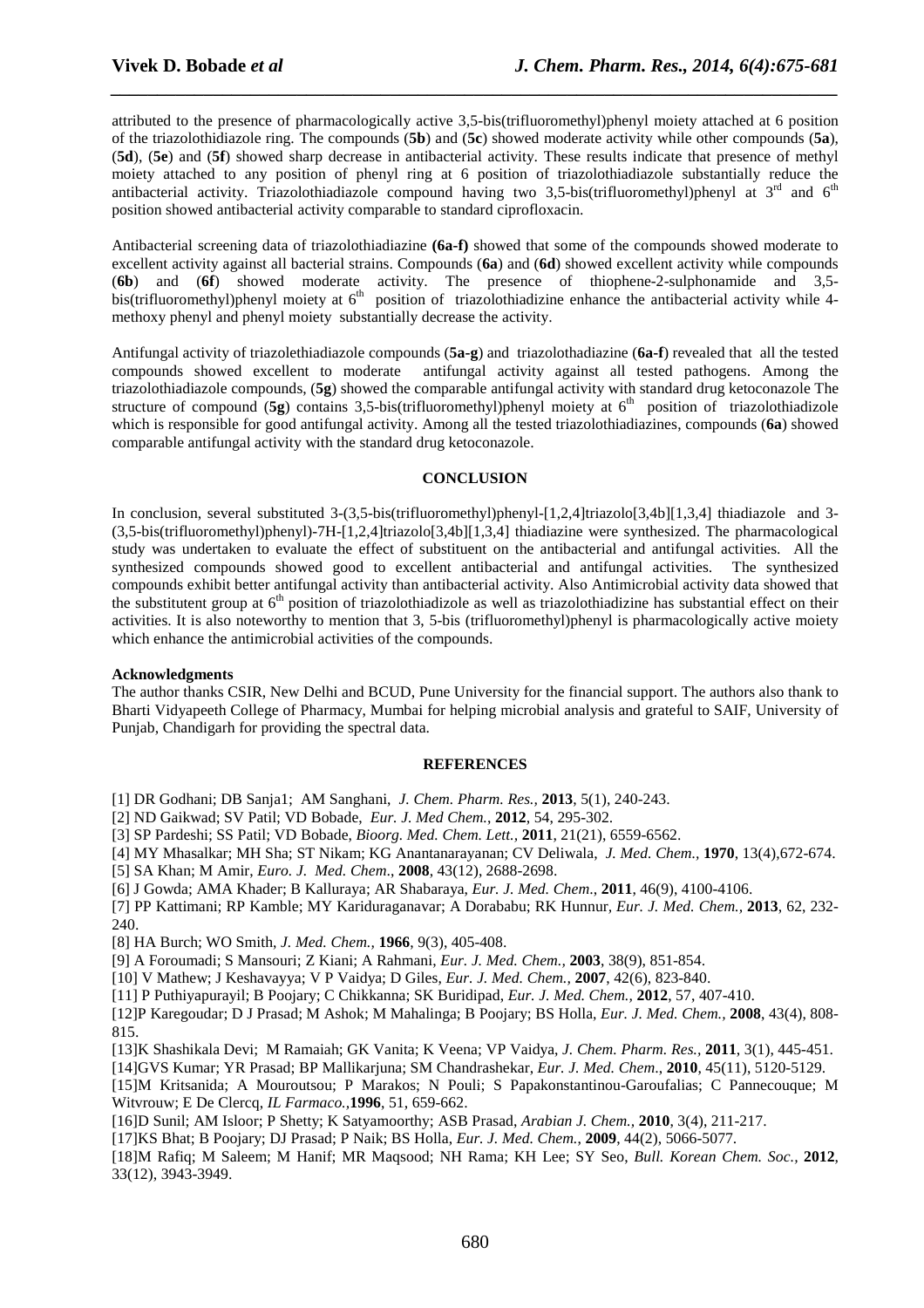attributed to the presence of pharmacologically active 3,5-bis(trifluoromethyl)phenyl moiety attached at 6 position of the triazolothidiazole ring. The compounds (**5b**) and (**5c**) showed moderate activity while other compounds (**5a**), (**5d**), (**5e**) and (**5f**) showed sharp decrease in antibacterial activity. These results indicate that presence of methyl moiety attached to any position of phenyl ring at 6 position of triazolothiadiazole substantially reduce the antibacterial activity. Triazolothiadiazole compound having two 3,5-bis(trifluoromethyl)phenyl at 3$^{rd}$ and 6$^{th}$ position showed antibacterial activity comparable to standard ciprofloxacin.

Antibacterial screening data of triazolothiadiazine **(6a-f)** showed that some of the compounds showed moderate to excellent activity against all bacterial strains. Compounds (**6a**) and (**6d**) showed excellent activity while compounds (**6b**) and (**6f**) showed moderate activity. The presence of thiophene-2-sulphonamide and 3,5-bis(trifluoromethyl)phenyl moiety at 6$^{th}$ position of triazolothiadizine enhance the antibacterial activity while 4-methoxy phenyl and phenyl moiety substantially decrease the activity.

Antifungal activity of triazolethiadiazole compounds (**5a-g**) and triazolothadiazine (**6a-f**) revealed that all the tested compounds showed excellent to moderate antifungal activity against all tested pathogens. Among the triazolothiadiazole compounds, (**5g**) showed the comparable antifungal activity with standard drug ketoconazole The structure of compound (**5g**) contains 3,5-bis(trifluoromethyl)phenyl moiety at 6$^{th}$ position of triazolothiadizole which is responsible for good antifungal activity. Among all the tested triazolothiadiazines, compounds (**6a**) showed comparable antifungal activity with the standard drug ketoconazole.

## CONCLUSION

In conclusion, several substituted 3-(3,5-bis(trifluoromethyl)phenyl-[1,2,4]triazolo[3,4b][1,3,4] thiadiazole and 3-(3,5-bis(trifluoromethyl)phenyl)-7H-[1,2,4]triazolo[3,4b][1,3,4] thiadiazine were synthesized. The pharmacological study was undertaken to evaluate the effect of substituent on the antibacterial and antifungal activities. All the synthesized compounds showed good to excellent antibacterial and antifungal activities. The synthesized compounds exhibit better antifungal activity than antibacterial activity. Also Antimicrobial activity data showed that the substitutent group at 6$^{th}$ position of triazolothiadizole as well as triazolothiadizine has substantial effect on their activities. It is also noteworthy to mention that 3, 5-bis (trifluoromethyl)phenyl is pharmacologically active moiety which enhance the antimicrobial activities of the compounds.

**Acknowledgments**

The author thanks CSIR, New Delhi and BCUD, Pune University for the financial support. The authors also thank to Bharti Vidyapeeth College of Pharmacy, Mumbai for helping microbial analysis and grateful to SAIF, University of Punjab, Chandigarh for providing the spectral data.

## REFERENCES

[1] DR Godhani; DB Sanja1; AM Sanghani, *J. Chem. Pharm. Res.*, **2013**, 5(1), 240-243.

[2] ND Gaikwad; SV Patil; VD Bobade, *Eur. J. Med Chem.*, **2012**, 54, 295-302.

[3] SP Pardeshi; SS Patil; VD Bobade, *Bioorg. Med. Chem. Lett.*, **2011**, 21(21), 6559-6562.

[4] MY Mhasalkar; MH Sha; ST Nikam; KG Anantanarayanan; CV Deliwala, *J. Med. Chem.*, **1970**, 13(4),672-674.

[5] SA Khan; M Amir, *Euro. J. Med. Chem*., **2008**, 43(12), 2688-2698.

[6] J Gowda; AMA Khader; B Kalluraya; AR Shabaraya, *Eur. J. Med. Chem*., **2011**, 46(9), 4100-4106.

[7] PP Kattimani; RP Kamble; MY Kariduraganavar; A Dorababu; RK Hunnur, *Eur. J. Med. Chem.*, **2013**, 62, 232-240.

[8] HA Burch; WO Smith, *J. Med. Chem.*, **1966**, 9(3), 405-408.

[9] A Foroumadi; S Mansouri; Z Kiani; A Rahmani, *Eur. J. Med. Chem.*, **2003**, 38(9), 851-854.

[10] V Mathew; J Keshavayya; V P Vaidya; D Giles, *Eur. J. Med. Chem.*, **2007**, 42(6), 823-840.

[11] P Puthiyapurayil; B Poojary; C Chikkanna; SK Buridipad, *Eur. J. Med. Chem.*, **2012**, 57, 407-410.

[12]P Karegoudar; D J Prasad; M Ashok; M Mahalinga; B Poojary; BS Holla, *Eur. J. Med. Chem.*, **2008**, 43(4), 808-815.

[13]K Shashikala Devi; M Ramaiah; GK Vanita; K Veena; VP Vaidya, *J. Chem. Pharm. Res.*, **2011**, 3(1), 445-451.

[14]GVS Kumar; YR Prasad; BP Mallikarjuna; SM Chandrashekar, *Eur. J. Med. Chem*., **2010**, 45(11), 5120-5129.

[15]M Kritsanida; A Mouroutsou; P Marakos; N Pouli; S Papakonstantinou-Garoufalias; C Pannecouque; M Witvrouw; E De Clercq, *IL Farmaco.*,**1996**, 51, 659-662.

[16]D Sunil; AM Isloor; P Shetty; K Satyamoorthy; ASB Prasad, *Arabian J. Chem.*, **2010**, 3(4), 211-217.

[17]KS Bhat; B Poojary; DJ Prasad; P Naik; BS Holla, *Eur. J. Med. Chem.*, **2009**, 44(2), 5066-5077.

[18]M Rafiq; M Saleem; M Hanif; MR Maqsood; NH Rama; KH Lee; SY Seo, *Bull. Korean Chem. Soc.*, **2012**, 33(12), 3943-3949.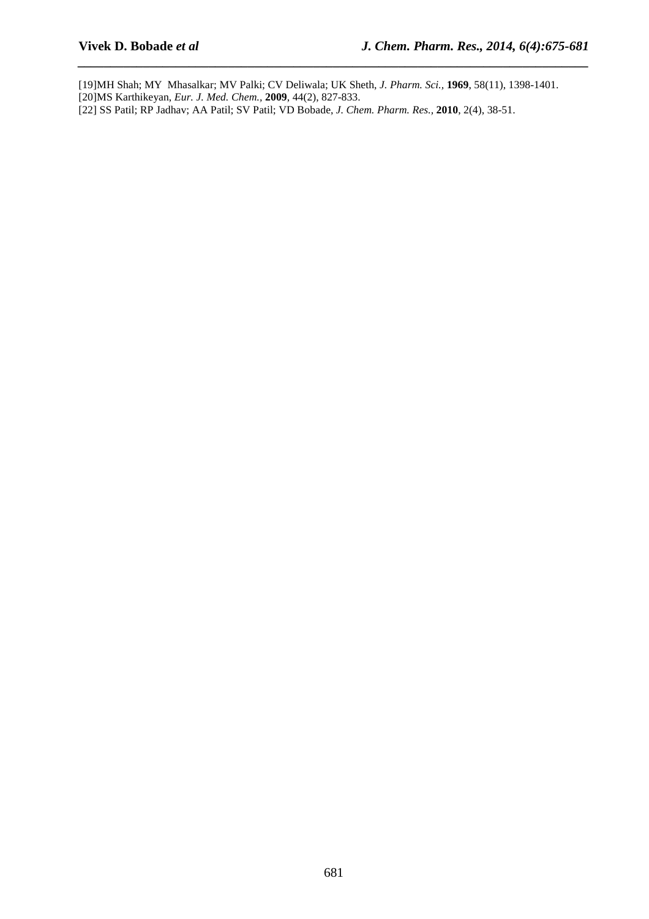[19]MH Shah; MY Mhasalkar; MV Palki; CV Deliwala; UK Sheth, *J. Pharm. Sci.,* **1969**, 58(11), 1398-1401.
[20]MS Karthikeyan, *Eur. J. Med. Chem.,* **2009**, 44(2), 827-833.
[22] SS Patil; RP Jadhav; AA Patil; SV Patil; VD Bobade, *J. Chem. Pharm. Res.,* **2010**, 2(4), 38-51.